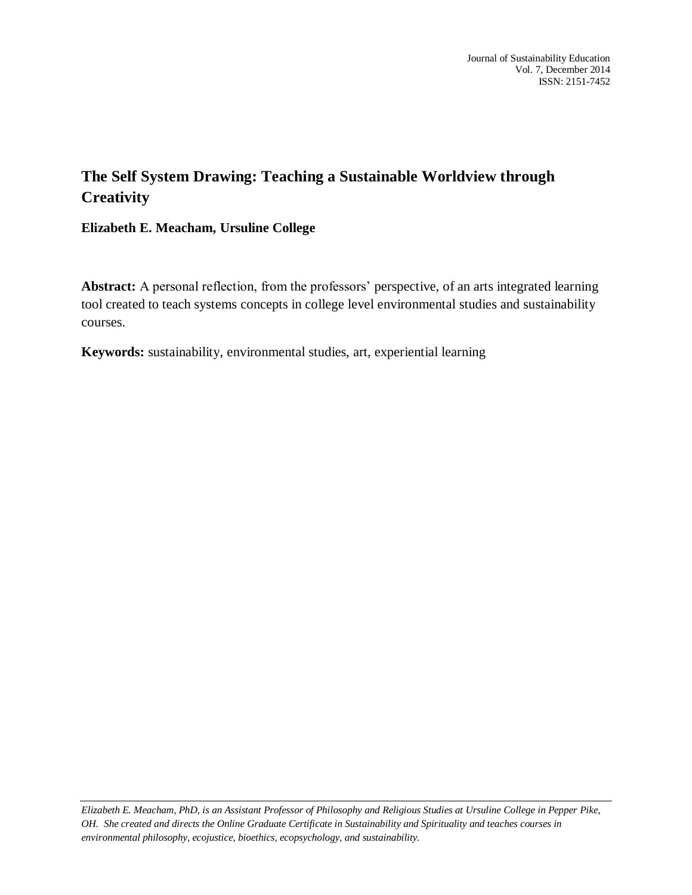# The Self System Drawing: Teaching a Sustainable Worldview through Creativity

**Elizabeth E. Meacham, Ursuline College**

**Abstract:** A personal reflection, from the professors' perspective, of an arts integrated learning tool created to teach systems concepts in college level environmental studies and sustainability courses.

**Keywords:** sustainability, environmental studies, art, experiential learning

*Elizabeth E. Meacham, PhD, is an Assistant Professor of Philosophy and Religious Studies at Ursuline College in Pepper Pike, OH. She created and directs the Online Graduate Certificate in Sustainability and Spirituality and teaches courses in environmental philosophy, ecojustice, bioethics, ecopsychology, and sustainability.*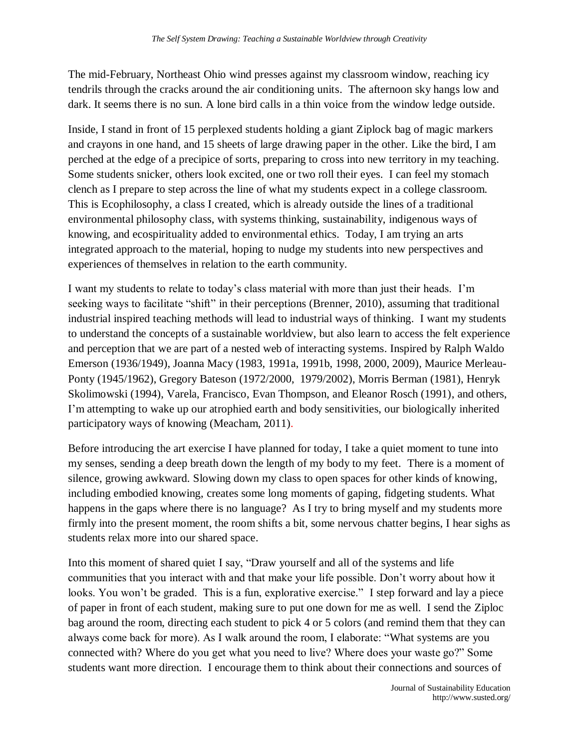The mid-February, Northeast Ohio wind presses against my classroom window, reaching icy tendrils through the cracks around the air conditioning units. The afternoon sky hangs low and dark. It seems there is no sun. A lone bird calls in a thin voice from the window ledge outside.

Inside, I stand in front of 15 perplexed students holding a giant Ziplock bag of magic markers and crayons in one hand, and 15 sheets of large drawing paper in the other. Like the bird, I am perched at the edge of a precipice of sorts, preparing to cross into new territory in my teaching. Some students snicker, others look excited, one or two roll their eyes. I can feel my stomach clench as I prepare to step across the line of what my students expect in a college classroom. This is Ecophilosophy, a class I created, which is already outside the lines of a traditional environmental philosophy class, with systems thinking, sustainability, indigenous ways of knowing, and ecospirituality added to environmental ethics. Today, I am trying an arts integrated approach to the material, hoping to nudge my students into new perspectives and experiences of themselves in relation to the earth community.

I want my students to relate to today's class material with more than just their heads. I'm seeking ways to facilitate "shift" in their perceptions (Brenner, 2010), assuming that traditional industrial inspired teaching methods will lead to industrial ways of thinking. I want my students to understand the concepts of a sustainable worldview, but also learn to access the felt experience and perception that we are part of a nested web of interacting systems. Inspired by Ralph Waldo Emerson (1936/1949), Joanna Macy (1983, 1991a, 1991b, 1998, 2000, 2009), Maurice Merleau-Ponty (1945/1962), Gregory Bateson (1972/2000, 1979/2002), Morris Berman (1981), Henryk Skolimowski (1994), Varela, Francisco, Evan Thompson, and Eleanor Rosch (1991), and others, I'm attempting to wake up our atrophied earth and body sensitivities, our biologically inherited participatory ways of knowing (Meacham, 2011).

Before introducing the art exercise I have planned for today, I take a quiet moment to tune into my senses, sending a deep breath down the length of my body to my feet. There is a moment of silence, growing awkward. Slowing down my class to open spaces for other kinds of knowing, including embodied knowing, creates some long moments of gaping, fidgeting students. What happens in the gaps where there is no language? As I try to bring myself and my students more firmly into the present moment, the room shifts a bit, some nervous chatter begins, I hear sighs as students relax more into our shared space.

Into this moment of shared quiet I say, "Draw yourself and all of the systems and life communities that you interact with and that make your life possible. Don't worry about how it looks. You won't be graded. This is a fun, explorative exercise." I step forward and lay a piece of paper in front of each student, making sure to put one down for me as well. I send the Ziploc bag around the room, directing each student to pick 4 or 5 colors (and remind them that they can always come back for more). As I walk around the room, I elaborate: "What systems are you connected with? Where do you get what you need to live? Where does your waste go?" Some students want more direction. I encourage them to think about their connections and sources of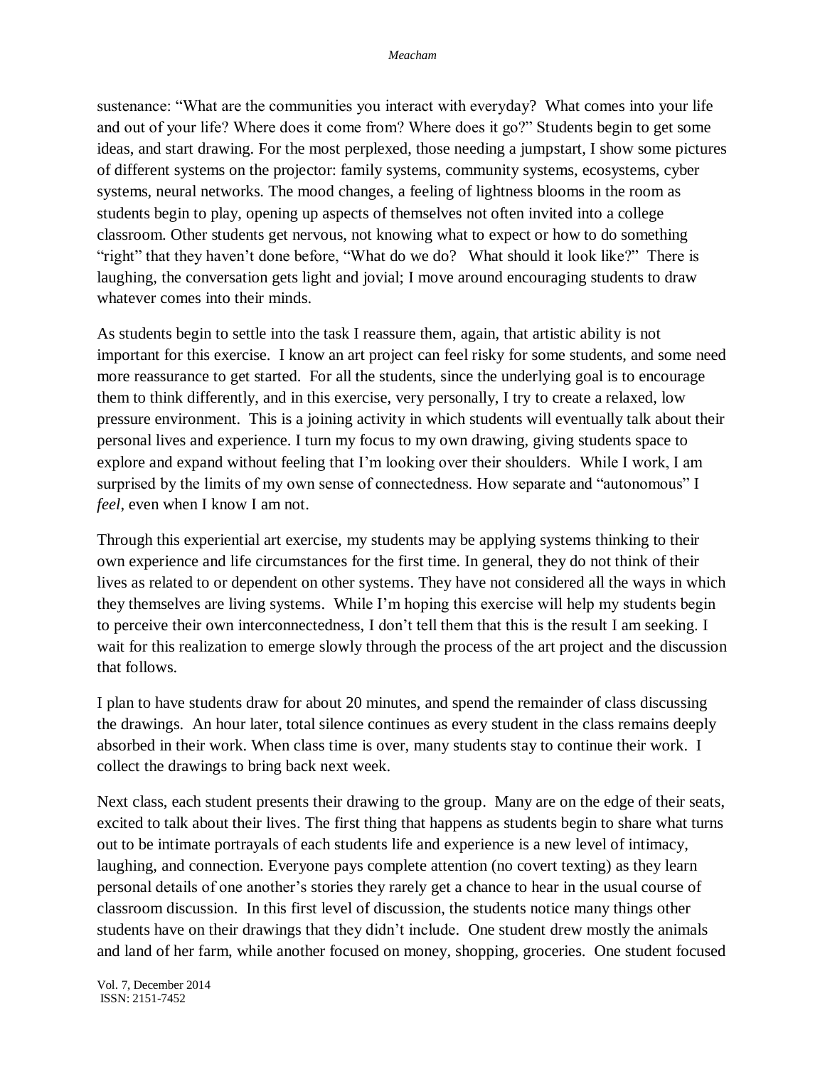sustenance: "What are the communities you interact with everyday? What comes into your life and out of your life? Where does it come from? Where does it go?" Students begin to get some ideas, and start drawing. For the most perplexed, those needing a jumpstart, I show some pictures of different systems on the projector: family systems, community systems, ecosystems, cyber systems, neural networks. The mood changes, a feeling of lightness blooms in the room as students begin to play, opening up aspects of themselves not often invited into a college classroom. Other students get nervous, not knowing what to expect or how to do something "right" that they haven't done before, "What do we do? What should it look like?" There is laughing, the conversation gets light and jovial; I move around encouraging students to draw whatever comes into their minds.

As students begin to settle into the task I reassure them, again, that artistic ability is not important for this exercise. I know an art project can feel risky for some students, and some need more reassurance to get started. For all the students, since the underlying goal is to encourage them to think differently, and in this exercise, very personally, I try to create a relaxed, low pressure environment. This is a joining activity in which students will eventually talk about their personal lives and experience. I turn my focus to my own drawing, giving students space to explore and expand without feeling that I'm looking over their shoulders. While I work, I am surprised by the limits of my own sense of connectedness. How separate and "autonomous" I *feel*, even when I know I am not.

Through this experiential art exercise, my students may be applying systems thinking to their own experience and life circumstances for the first time. In general, they do not think of their lives as related to or dependent on other systems. They have not considered all the ways in which they themselves are living systems. While I'm hoping this exercise will help my students begin to perceive their own interconnectedness, I don't tell them that this is the result I am seeking. I wait for this realization to emerge slowly through the process of the art project and the discussion that follows.

I plan to have students draw for about 20 minutes, and spend the remainder of class discussing the drawings. An hour later, total silence continues as every student in the class remains deeply absorbed in their work. When class time is over, many students stay to continue their work. I collect the drawings to bring back next week.

Next class, each student presents their drawing to the group. Many are on the edge of their seats, excited to talk about their lives. The first thing that happens as students begin to share what turns out to be intimate portrayals of each students life and experience is a new level of intimacy, laughing, and connection. Everyone pays complete attention (no covert texting) as they learn personal details of one another's stories they rarely get a chance to hear in the usual course of classroom discussion. In this first level of discussion, the students notice many things other students have on their drawings that they didn't include. One student drew mostly the animals and land of her farm, while another focused on money, shopping, groceries. One student focused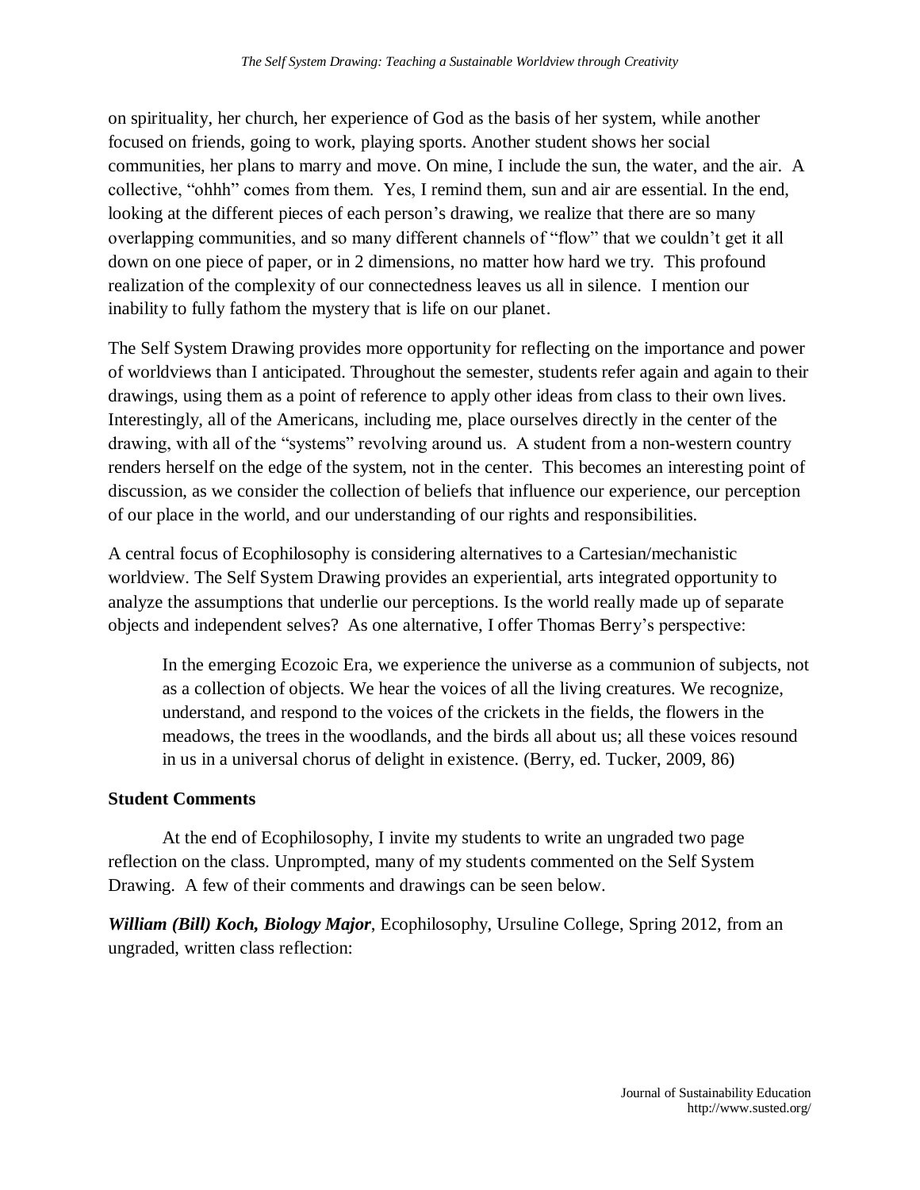on spirituality, her church, her experience of God as the basis of her system, while another focused on friends, going to work, playing sports. Another student shows her social communities, her plans to marry and move. On mine, I include the sun, the water, and the air. A collective, "ohhh" comes from them. Yes, I remind them, sun and air are essential. In the end, looking at the different pieces of each person's drawing, we realize that there are so many overlapping communities, and so many different channels of "flow" that we couldn't get it all down on one piece of paper, or in 2 dimensions, no matter how hard we try. This profound realization of the complexity of our connectedness leaves us all in silence. I mention our inability to fully fathom the mystery that is life on our planet.

The Self System Drawing provides more opportunity for reflecting on the importance and power of worldviews than I anticipated. Throughout the semester, students refer again and again to their drawings, using them as a point of reference to apply other ideas from class to their own lives. Interestingly, all of the Americans, including me, place ourselves directly in the center of the drawing, with all of the "systems" revolving around us. A student from a non-western country renders herself on the edge of the system, not in the center. This becomes an interesting point of discussion, as we consider the collection of beliefs that influence our experience, our perception of our place in the world, and our understanding of our rights and responsibilities.

A central focus of Ecophilosophy is considering alternatives to a Cartesian/mechanistic worldview. The Self System Drawing provides an experiential, arts integrated opportunity to analyze the assumptions that underlie our perceptions. Is the world really made up of separate objects and independent selves? As one alternative, I offer Thomas Berry's perspective:

> In the emerging Ecozoic Era, we experience the universe as a communion of subjects, not as a collection of objects. We hear the voices of all the living creatures. We recognize, understand, and respond to the voices of the crickets in the fields, the flowers in the meadows, the trees in the woodlands, and the birds all about us; all these voices resound in us in a universal chorus of delight in existence. (Berry, ed. Tucker, 2009, 86)

**Student Comments**

At the end of Ecophilosophy, I invite my students to write an ungraded two page reflection on the class. Unprompted, many of my students commented on the Self System Drawing. A few of their comments and drawings can be seen below.

***William (Bill) Koch, Biology Major***, Ecophilosophy, Ursuline College, Spring 2012, from an ungraded, written class reflection: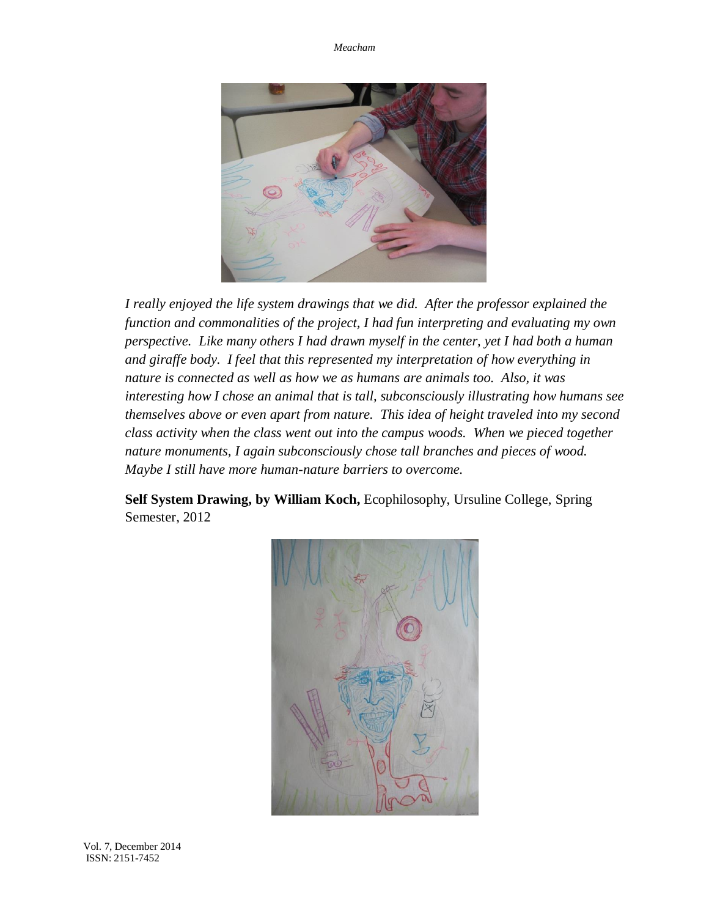*I really enjoyed the life system drawings that we did. After the professor explained the function and commonalities of the project, I had fun interpreting and evaluating my own perspective. Like many others I had drawn myself in the center, yet I had both a human and giraffe body. I feel that this represented my interpretation of how everything in nature is connected as well as how we as humans are animals too. Also, it was interesting how I chose an animal that is tall, subconsciously illustrating how humans see themselves above or even apart from nature. This idea of height traveled into my second class activity when the class went out into the campus woods. When we pieced together nature monuments, I again subconsciously chose tall branches and pieces of wood. Maybe I still have more human-nature barriers to overcome.*

**Self System Drawing, by William Koch,** Ecophilosophy, Ursuline College, Spring Semester, 2012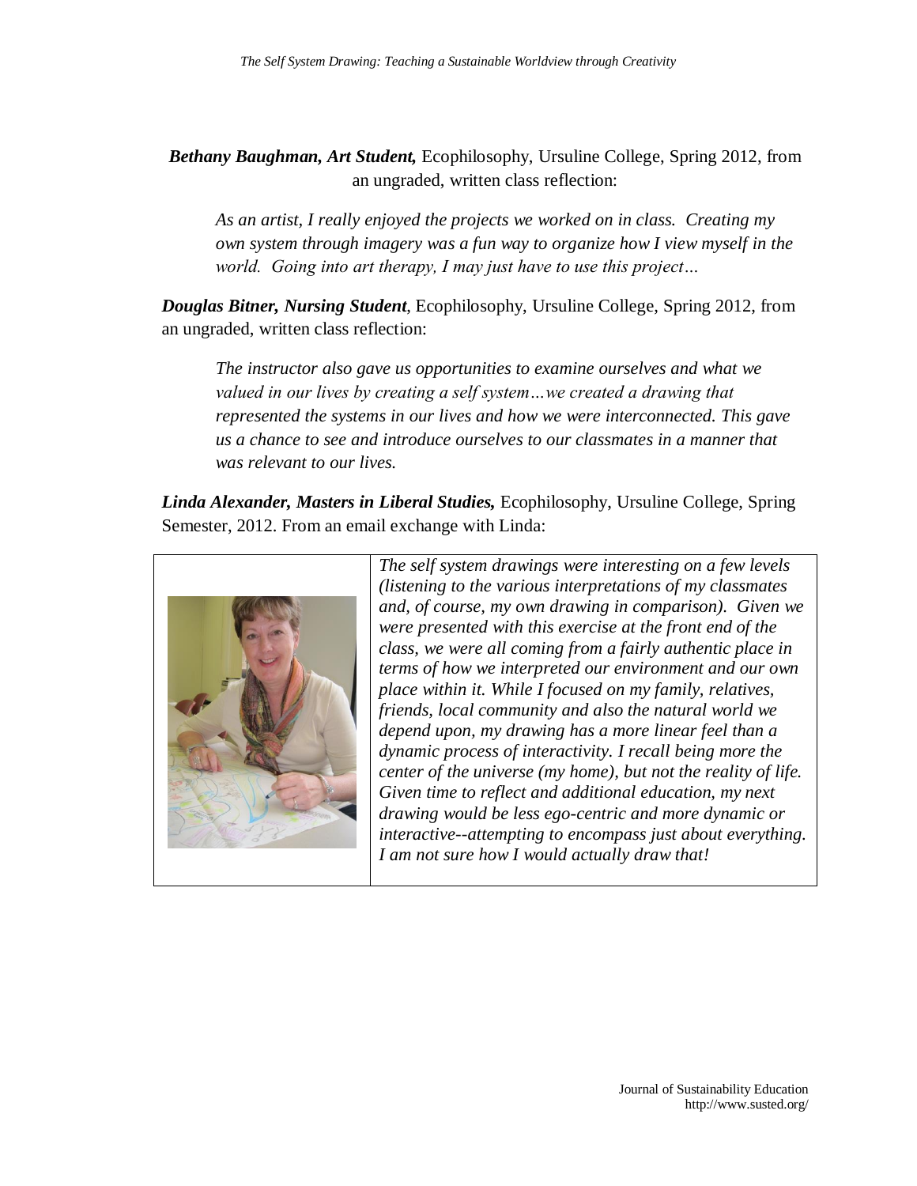***Bethany Baughman, Art Student,*** Ecophilosophy, Ursuline College, Spring 2012, from an ungraded, written class reflection:

> *As an artist, I really enjoyed the projects we worked on in class. Creating my own system through imagery was a fun way to organize how I view myself in the world. Going into art therapy, I may just have to use this project…*

***Douglas Bitner, Nursing Student***, Ecophilosophy, Ursuline College, Spring 2012, from an ungraded, written class reflection:

> *The instructor also gave us opportunities to examine ourselves and what we valued in our lives by creating a self system…we created a drawing that represented the systems in our lives and how we were interconnected. This gave us a chance to see and introduce ourselves to our classmates in a manner that was relevant to our lives.*

***Linda Alexander, Masters in Liberal Studies,*** Ecophilosophy, Ursuline College, Spring Semester, 2012. From an email exchange with Linda:

> *The self system drawings were interesting on a few levels (listening to the various interpretations of my classmates and, of course, my own drawing in comparison). Given we were presented with this exercise at the front end of the class, we were all coming from a fairly authentic place in terms of how we interpreted our environment and our own place within it. While I focused on my family, relatives, friends, local community and also the natural world we depend upon, my drawing has a more linear feel than a dynamic process of interactivity. I recall being more the center of the universe (my home), but not the reality of life. Given time to reflect and additional education, my next drawing would be less ego-centric and more dynamic or interactive--attempting to encompass just about everything. I am not sure how I would actually draw that!*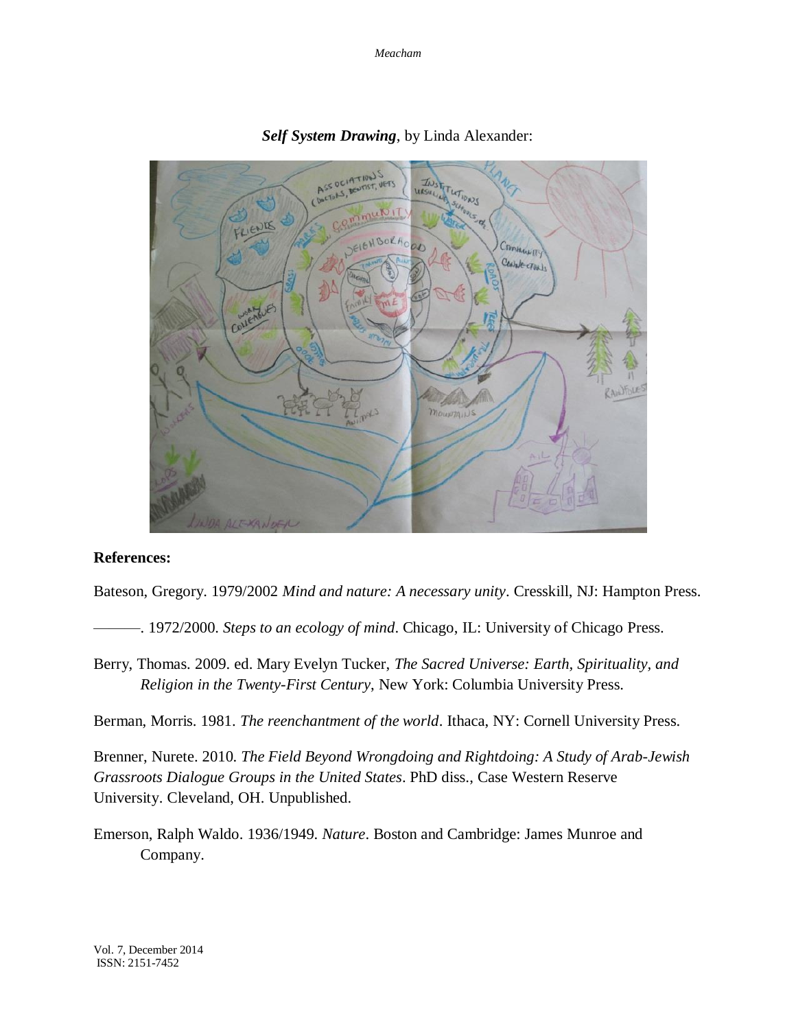***Self System Drawing***, by Linda Alexander:

**References:**

Bateson, Gregory. 1979/2002 *Mind and nature: A necessary unity*. Cresskill, NJ: Hampton Press.

———. 1972/2000. *Steps to an ecology of mind*. Chicago, IL: University of Chicago Press.

Berry, Thomas. 2009. ed. Mary Evelyn Tucker, *The Sacred Universe: Earth, Spirituality, and Religion in the Twenty-First Century*, New York: Columbia University Press.

Berman, Morris. 1981. *The reenchantment of the world*. Ithaca, NY: Cornell University Press.

Brenner, Nurete. 2010. *The Field Beyond Wrongdoing and Rightdoing: A Study of Arab-Jewish Grassroots Dialogue Groups in the United States*. PhD diss., Case Western Reserve University. Cleveland, OH. Unpublished.

Emerson, Ralph Waldo. 1936/1949. *Nature*. Boston and Cambridge: James Munroe and Company.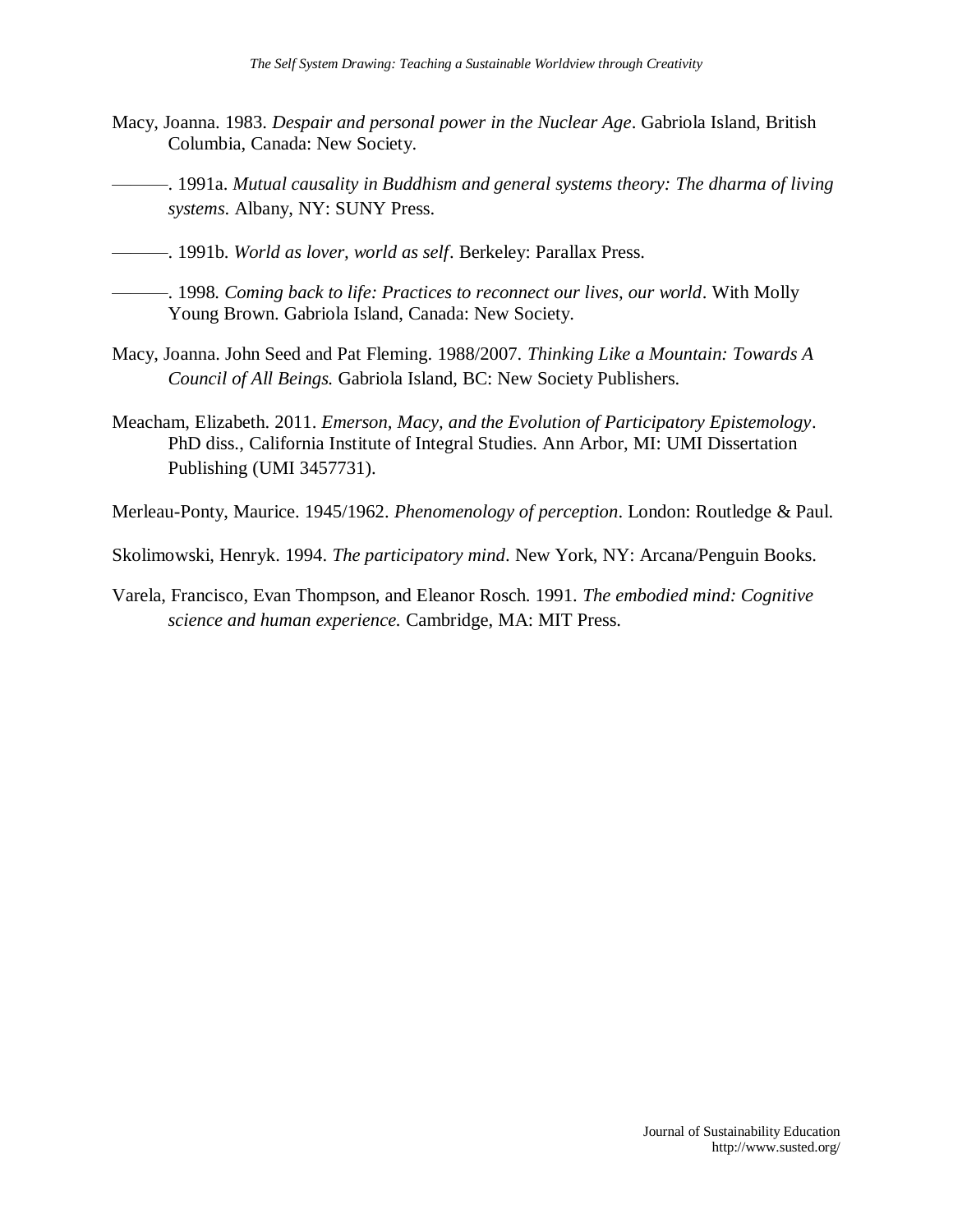Macy, Joanna. 1983. *Despair and personal power in the Nuclear Age*. Gabriola Island, British Columbia, Canada: New Society.

———. 1991a. *Mutual causality in Buddhism and general systems theory: The dharma of living systems*. Albany, NY: SUNY Press.

———. 1991b. *World as lover, world as self*. Berkeley: Parallax Press.

———. 1998. *Coming back to life: Practices to reconnect our lives, our world*. With Molly Young Brown. Gabriola Island, Canada: New Society.

Macy, Joanna. John Seed and Pat Fleming. 1988/2007. *Thinking Like a Mountain: Towards A Council of All Beings.* Gabriola Island, BC: New Society Publishers.

Meacham, Elizabeth. 2011. *Emerson, Macy, and the Evolution of Participatory Epistemology*. PhD diss., California Institute of Integral Studies. Ann Arbor, MI: UMI Dissertation Publishing (UMI 3457731).

Merleau-Ponty, Maurice. 1945/1962. *Phenomenology of perception*. London: Routledge & Paul.

Skolimowski, Henryk. 1994. *The participatory mind*. New York, NY: Arcana/Penguin Books.

Varela, Francisco, Evan Thompson, and Eleanor Rosch. 1991. *The embodied mind: Cognitive science and human experience.* Cambridge, MA: MIT Press.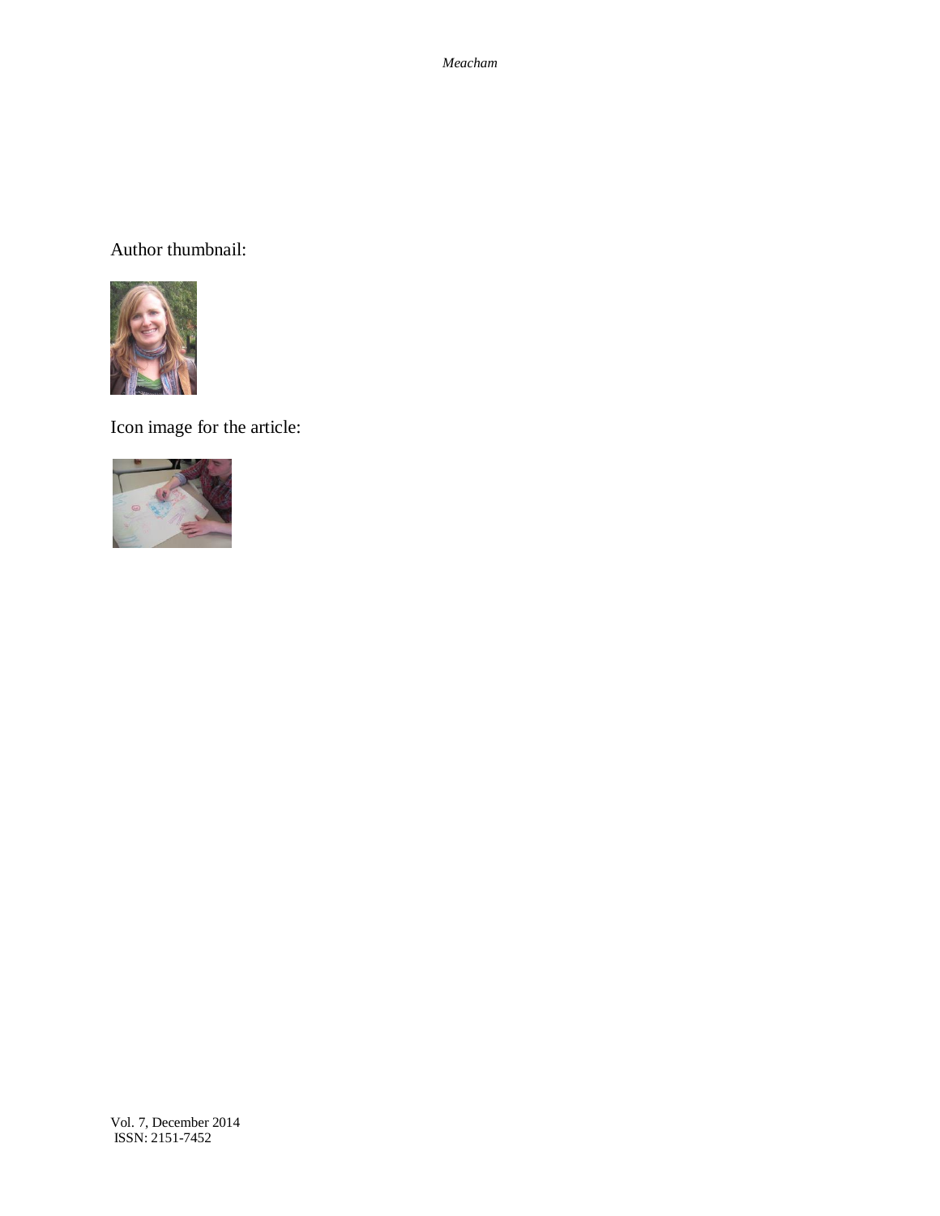Author thumbnail:

Icon image for the article: